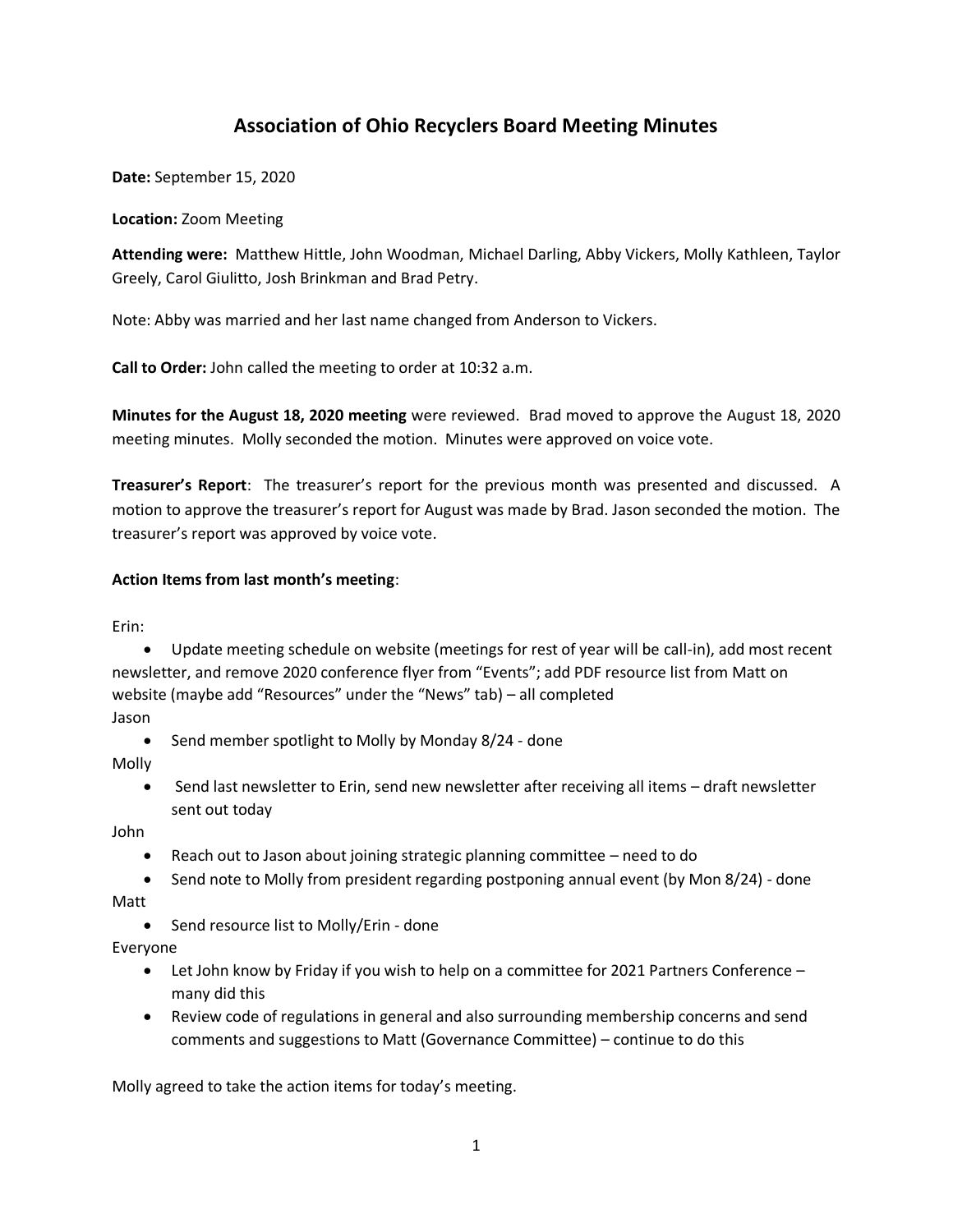# Association of Ohio Recyclers Board Meeting Minutes

**Date:** September 15, 2020

**Location:** Zoom Meeting

**Attending were:** Matthew Hittle, John Woodman, Michael Darling, Abby Vickers, Molly Kathleen, Taylor Greely, Carol Giulitto, Josh Brinkman and Brad Petry.

Note: Abby was married and her last name changed from Anderson to Vickers.

**Call to Order:** John called the meeting to order at 10:32 a.m.

**Minutes for the August 18, 2020 meeting** were reviewed. Brad moved to approve the August 18, 2020 meeting minutes. Molly seconded the motion. Minutes were approved on voice vote.

**Treasurer's Report**: The treasurer's report for the previous month was presented and discussed. A motion to approve the treasurer's report for August was made by Brad. Jason seconded the motion. The treasurer's report was approved by voice vote.

**Action Items from last month's meeting**:

Erin:

- Update meeting schedule on website (meetings for rest of year will be call-in), add most recent newsletter, and remove 2020 conference flyer from "Events"; add PDF resource list from Matt on website (maybe add "Resources" under the "News" tab) – all completed

Jason

- Send member spotlight to Molly by Monday 8/24 - done

Molly

- Send last newsletter to Erin, send new newsletter after receiving all items – draft newsletter sent out today

John

- Reach out to Jason about joining strategic planning committee – need to do
- Send note to Molly from president regarding postponing annual event (by Mon 8/24) - done

Matt

- Send resource list to Molly/Erin - done

Everyone

- Let John know by Friday if you wish to help on a committee for 2021 Partners Conference – many did this
- Review code of regulations in general and also surrounding membership concerns and send comments and suggestions to Matt (Governance Committee) – continue to do this

Molly agreed to take the action items for today's meeting.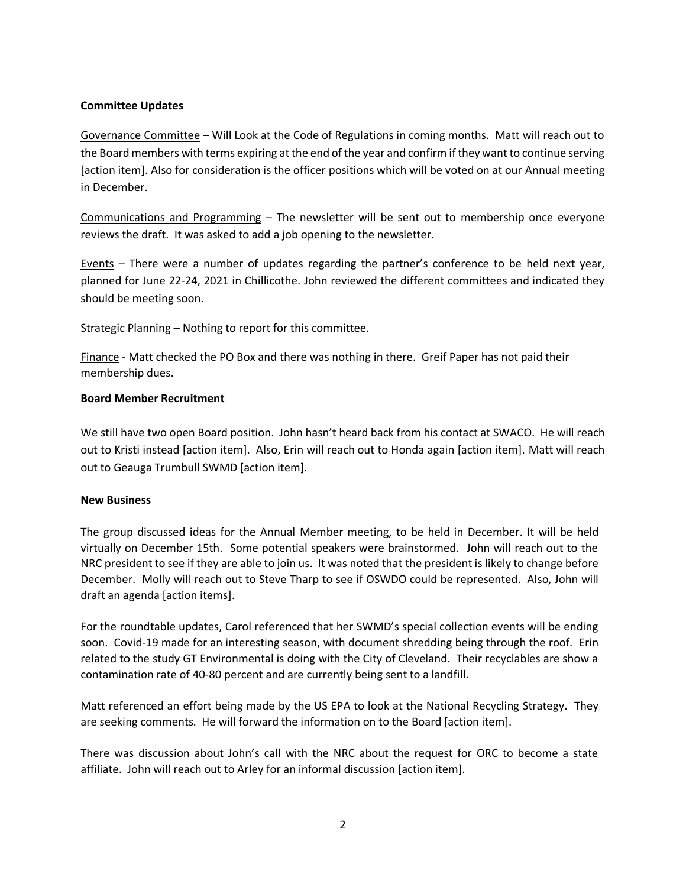**Committee Updates**

Governance Committee – Will Look at the Code of Regulations in coming months. Matt will reach out to the Board members with terms expiring at the end of the year and confirm if they want to continue serving [action item]. Also for consideration is the officer positions which will be voted on at our Annual meeting in December.

Communications and Programming – The newsletter will be sent out to membership once everyone reviews the draft. It was asked to add a job opening to the newsletter.

Events – There were a number of updates regarding the partner's conference to be held next year, planned for June 22-24, 2021 in Chillicothe. John reviewed the different committees and indicated they should be meeting soon.

Strategic Planning – Nothing to report for this committee.

Finance - Matt checked the PO Box and there was nothing in there. Greif Paper has not paid their membership dues.

**Board Member Recruitment**

We still have two open Board position. John hasn't heard back from his contact at SWACO. He will reach out to Kristi instead [action item]. Also, Erin will reach out to Honda again [action item]. Matt will reach out to Geauga Trumbull SWMD [action item].

**New Business**

The group discussed ideas for the Annual Member meeting, to be held in December. It will be held virtually on December 15th. Some potential speakers were brainstormed. John will reach out to the NRC president to see if they are able to join us. It was noted that the president is likely to change before December. Molly will reach out to Steve Tharp to see if OSWDO could be represented. Also, John will draft an agenda [action items].

For the roundtable updates, Carol referenced that her SWMD's special collection events will be ending soon. Covid-19 made for an interesting season, with document shredding being through the roof. Erin related to the study GT Environmental is doing with the City of Cleveland. Their recyclables are show a contamination rate of 40-80 percent and are currently being sent to a landfill.

Matt referenced an effort being made by the US EPA to look at the National Recycling Strategy. They are seeking comments. He will forward the information on to the Board [action item].

There was discussion about John's call with the NRC about the request for ORC to become a state affiliate. John will reach out to Arley for an informal discussion [action item].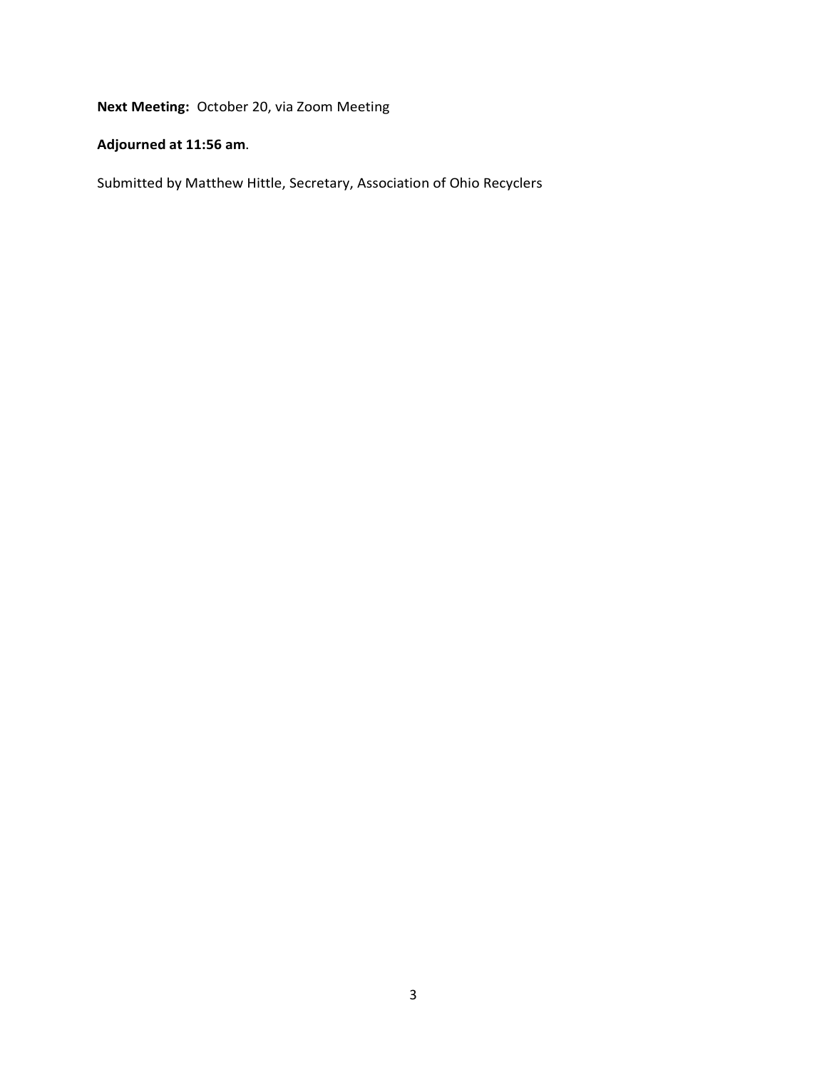**Next Meeting:** October 20, via Zoom Meeting

**Adjourned at 11:56 am**.

Submitted by Matthew Hittle, Secretary, Association of Ohio Recyclers